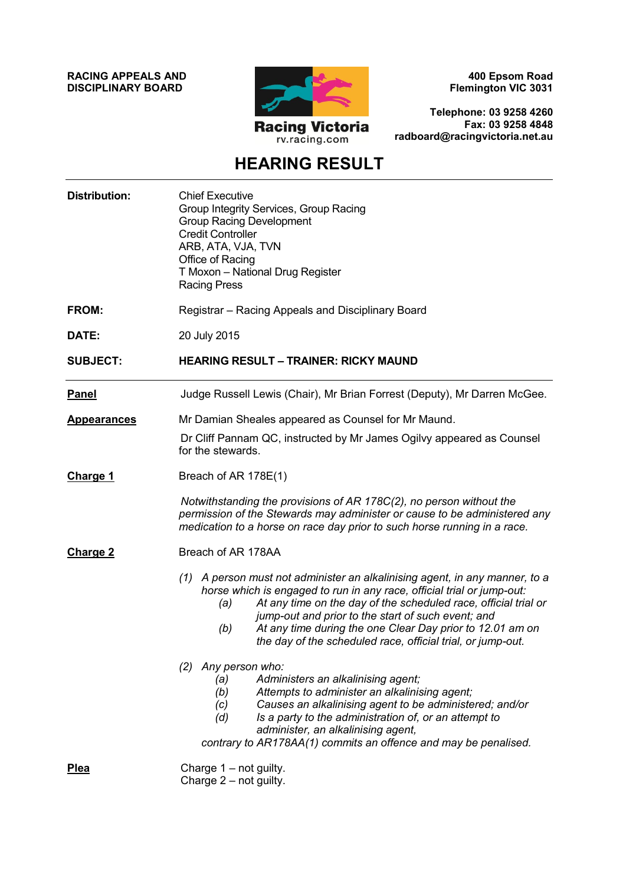**RACING APPEALS AND DISCIPLINARY BOARD**

Racing Victoria
rv.racing.com

**400 Epsom Road**
**Flemington VIC 3031**

**Telephone: 03 9258 4260**
**Fax: 03 9258 4848**
**radboard@racingvictoria.net.au**

# HEARING RESULT

**Distribution:** Chief Executive
Group Integrity Services, Group Racing
Group Racing Development
Credit Controller
ARB, ATA, VJA, TVN
Office of Racing
T Moxon – National Drug Register
Racing Press

**FROM:** Registrar – Racing Appeals and Disciplinary Board

**DATE:** 20 July 2015

**SUBJECT:** **HEARING RESULT – TRAINER: RICKY MAUND**

---

**Panel** Judge Russell Lewis (Chair), Mr Brian Forrest (Deputy), Mr Darren McGee.

**Appearances** Mr Damian Sheales appeared as Counsel for Mr Maund.

Dr Cliff Pannam QC, instructed by Mr James Ogilvy appeared as Counsel for the stewards.

**Charge 1** Breach of AR 178E(1)

*Notwithstanding the provisions of AR 178C(2), no person without the permission of the Stewards may administer or cause to be administered any medication to a horse on race day prior to such horse running in a race.*

**Charge 2** Breach of AR 178AA

*(1) A person must not administer an alkalinising agent, in any manner, to a horse which is engaged to run in any race, official trial or jump-out:*
*(a) At any time on the day of the scheduled race, official trial or jump-out and prior to the start of such event; and*
*(b) At any time during the one Clear Day prior to 12.01 am on the day of the scheduled race, official trial, or jump-out.*

*(2) Any person who:*
*(a) Administers an alkalinising agent;*
*(b) Attempts to administer an alkalinising agent;*
*(c) Causes an alkalinising agent to be administered; and/or*
*(d) Is a party to the administration of, or an attempt to administer, an alkalinising agent,*
*contrary to AR178AA(1) commits an offence and may be penalised.*

**Plea** Charge 1 – not guilty.
Charge 2 – not guilty.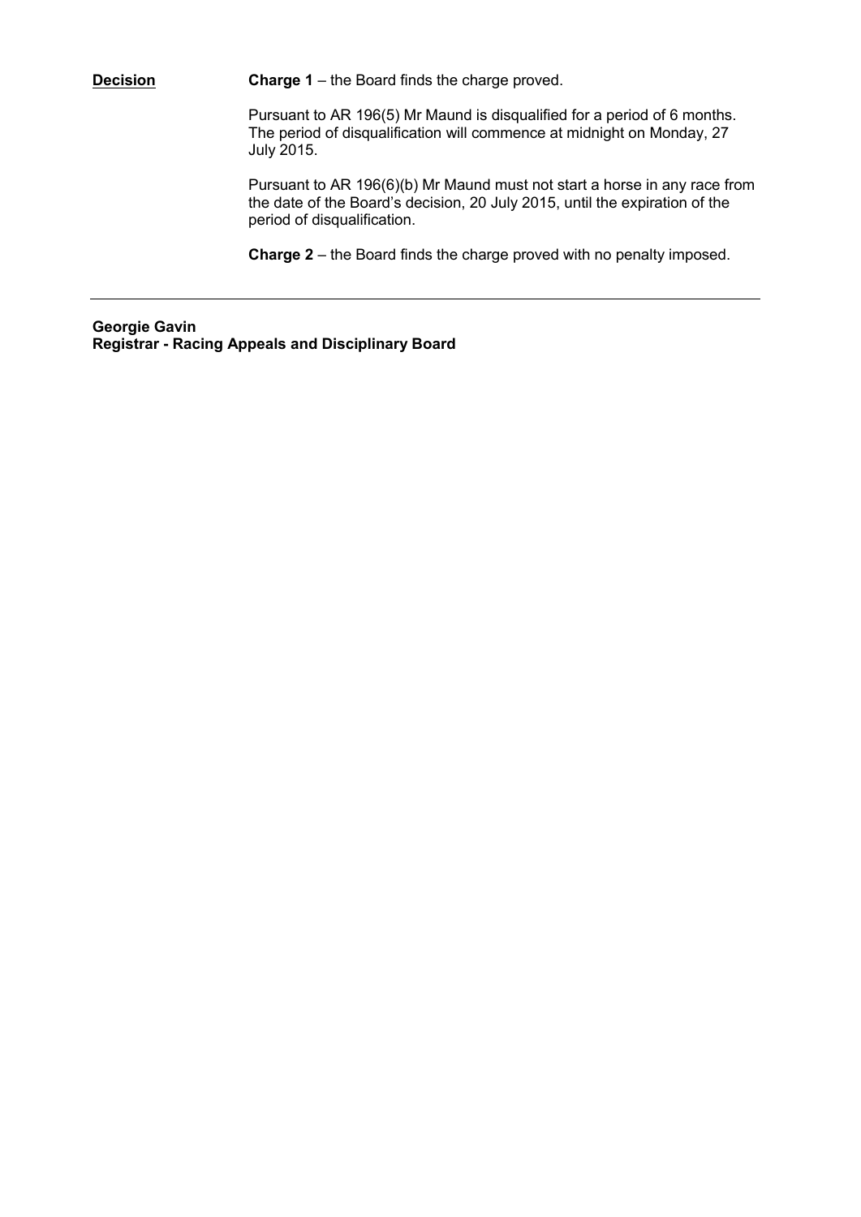| **Decision** | **Charge 1** – the Board finds the charge proved. |
| --- | --- |
| | Pursuant to AR 196(5) Mr Maund is disqualified for a period of 6 months. The period of disqualification will commence at midnight on Monday, 27 July 2015. |
| | Pursuant to AR 196(6)(b) Mr Maund must not start a horse in any race from the date of the Board's decision, 20 July 2015, until the expiration of the period of disqualification. |
| | **Charge 2** – the Board finds the charge proved with no penalty imposed. |

---

**Georgie Gavin**
**Registrar - Racing Appeals and Disciplinary Board**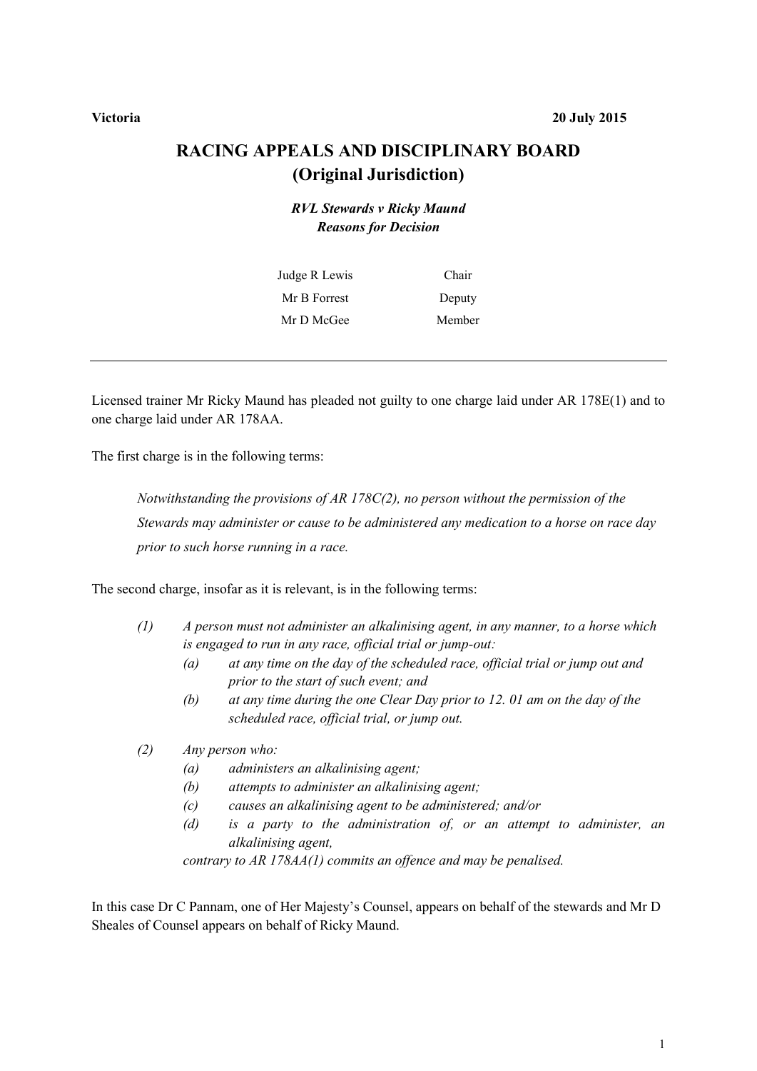**Victoria** **20 July 2015**

# RACING APPEALS AND DISCIPLINARY BOARD (Original Jurisdiction)

***RVL Stewards v Ricky Maund***
***Reasons for Decision***

| | |
|---|---|
| Judge R Lewis | Chair |
| Mr B Forrest | Deputy |
| Mr D McGee | Member |

---

Licensed trainer Mr Ricky Maund has pleaded not guilty to one charge laid under AR 178E(1) and to one charge laid under AR 178AA.

The first charge is in the following terms:

> *Notwithstanding the provisions of AR 178C(2), no person without the permission of the Stewards may administer or cause to be administered any medication to a horse on race day prior to such horse running in a race.*

The second charge, insofar as it is relevant, is in the following terms:

> *(1) A person must not administer an alkalinising agent, in any manner, to a horse which is engaged to run in any race, official trial or jump-out:*
> *(a) at any time on the day of the scheduled race, official trial or jump out and prior to the start of such event; and*
> *(b) at any time during the one Clear Day prior to 12. 01 am on the day of the scheduled race, official trial, or jump out.*
>
> *(2) Any person who:*
> *(a) administers an alkalinising agent;*
> *(b) attempts to administer an alkalinising agent;*
> *(c) causes an alkalinising agent to be administered; and/or*
> *(d) is a party to the administration of, or an attempt to administer, an alkalinising agent,*
>
> *contrary to AR 178AA(1) commits an offence and may be penalised.*

In this case Dr C Pannam, one of Her Majesty's Counsel, appears on behalf of the stewards and Mr D Sheales of Counsel appears on behalf of Ricky Maund.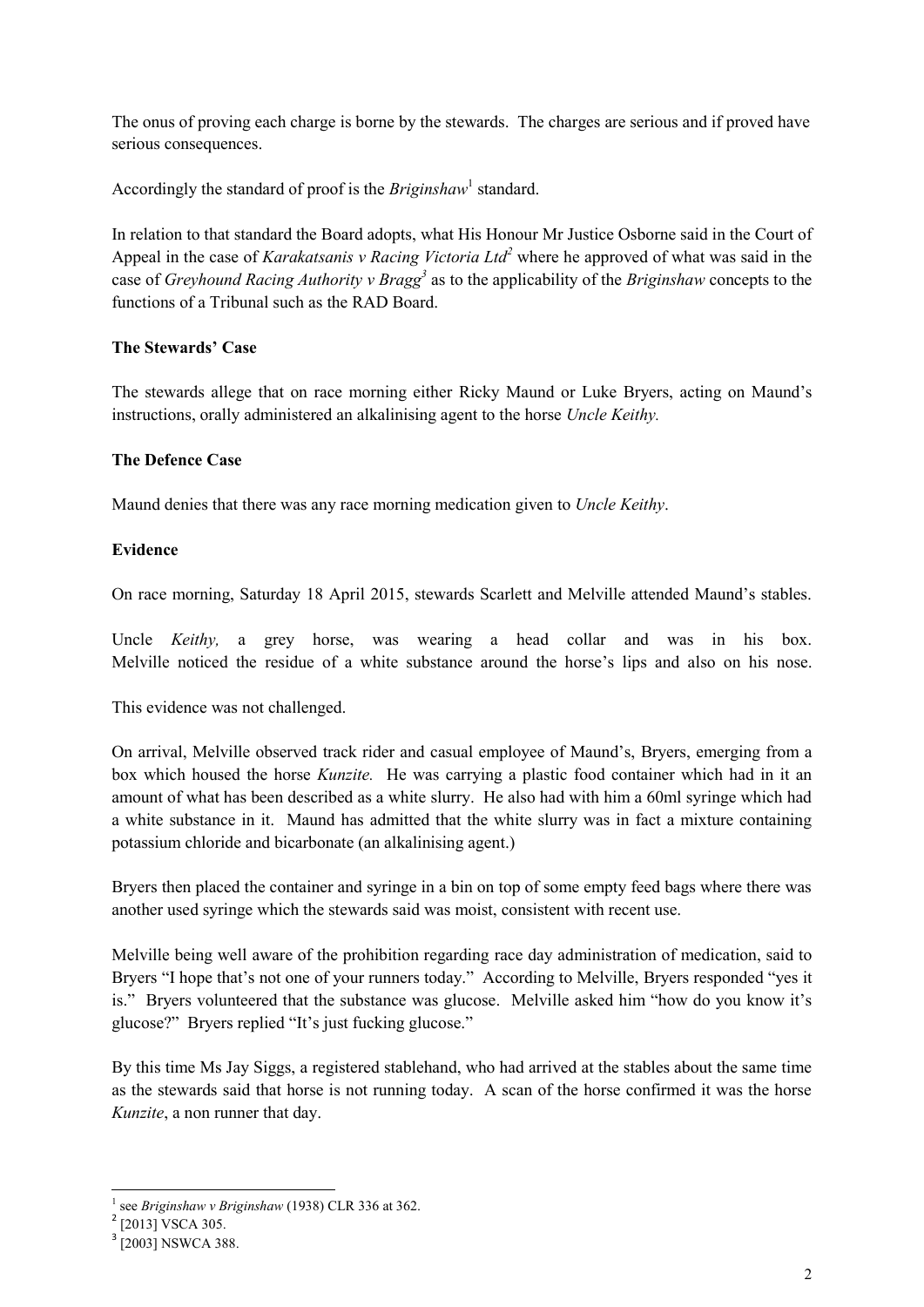The onus of proving each charge is borne by the stewards. The charges are serious and if proved have serious consequences.

Accordingly the standard of proof is the *Briginshaw*[1] standard.

In relation to that standard the Board adopts, what His Honour Mr Justice Osborne said in the Court of Appeal in the case of *Karakatsanis v Racing Victoria Ltd*[2] where he approved of what was said in the case of *Greyhound Racing Authority v Bragg*[3] as to the applicability of the *Briginshaw* concepts to the functions of a Tribunal such as the RAD Board.

**The Stewards' Case**

The stewards allege that on race morning either Ricky Maund or Luke Bryers, acting on Maund's instructions, orally administered an alkalinising agent to the horse *Uncle Keithy.*

**The Defence Case**

Maund denies that there was any race morning medication given to *Uncle Keithy*.

**Evidence**

On race morning, Saturday 18 April 2015, stewards Scarlett and Melville attended Maund's stables.

Uncle *Keithy,* a grey horse, was wearing a head collar and was in his box. Melville noticed the residue of a white substance around the horse's lips and also on his nose.

This evidence was not challenged.

On arrival, Melville observed track rider and casual employee of Maund's, Bryers, emerging from a box which housed the horse *Kunzite.* He was carrying a plastic food container which had in it an amount of what has been described as a white slurry. He also had with him a 60ml syringe which had a white substance in it. Maund has admitted that the white slurry was in fact a mixture containing potassium chloride and bicarbonate (an alkalinising agent.)

Bryers then placed the container and syringe in a bin on top of some empty feed bags where there was another used syringe which the stewards said was moist, consistent with recent use.

Melville being well aware of the prohibition regarding race day administration of medication, said to Bryers "I hope that's not one of your runners today." According to Melville, Bryers responded "yes it is." Bryers volunteered that the substance was glucose. Melville asked him "how do you know it's glucose?" Bryers replied "It's just fucking glucose."

By this time Ms Jay Siggs, a registered stablehand, who had arrived at the stables about the same time as the stewards said that horse is not running today. A scan of the horse confirmed it was the horse *Kunzite*, a non runner that day.

---

[1] see *Briginshaw v Briginshaw* (1938) CLR 336 at 362.

[2] [2013] VSCA 305.

[3] [2003] NSWCA 388.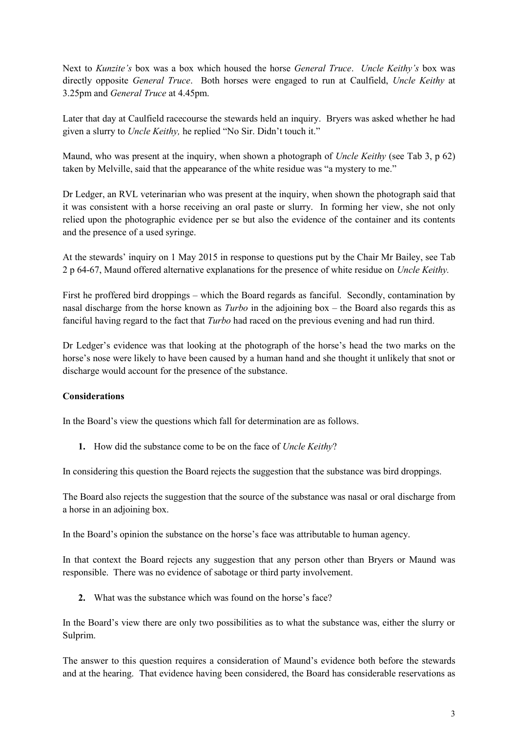Next to *Kunzite's* box was a box which housed the horse *General Truce*. *Uncle Keithy's* box was directly opposite *General Truce*. Both horses were engaged to run at Caulfield, *Uncle Keithy* at 3.25pm and *General Truce* at 4.45pm.

Later that day at Caulfield racecourse the stewards held an inquiry. Bryers was asked whether he had given a slurry to *Uncle Keithy,* he replied "No Sir. Didn't touch it."

Maund, who was present at the inquiry, when shown a photograph of *Uncle Keithy* (see Tab 3, p 62) taken by Melville, said that the appearance of the white residue was "a mystery to me."

Dr Ledger, an RVL veterinarian who was present at the inquiry, when shown the photograph said that it was consistent with a horse receiving an oral paste or slurry. In forming her view, she not only relied upon the photographic evidence per se but also the evidence of the container and its contents and the presence of a used syringe.

At the stewards' inquiry on 1 May 2015 in response to questions put by the Chair Mr Bailey, see Tab 2 p 64-67, Maund offered alternative explanations for the presence of white residue on *Uncle Keithy.*

First he proffered bird droppings – which the Board regards as fanciful. Secondly, contamination by nasal discharge from the horse known as *Turbo* in the adjoining box – the Board also regards this as fanciful having regard to the fact that *Turbo* had raced on the previous evening and had run third.

Dr Ledger's evidence was that looking at the photograph of the horse's head the two marks on the horse's nose were likely to have been caused by a human hand and she thought it unlikely that snot or discharge would account for the presence of the substance.

**Considerations**

In the Board's view the questions which fall for determination are as follows.

1. How did the substance come to be on the face of *Uncle Keithy*?

In considering this question the Board rejects the suggestion that the substance was bird droppings.

The Board also rejects the suggestion that the source of the substance was nasal or oral discharge from a horse in an adjoining box.

In the Board's opinion the substance on the horse's face was attributable to human agency.

In that context the Board rejects any suggestion that any person other than Bryers or Maund was responsible. There was no evidence of sabotage or third party involvement.

2. What was the substance which was found on the horse's face?

In the Board's view there are only two possibilities as to what the substance was, either the slurry or Sulprim.

The answer to this question requires a consideration of Maund's evidence both before the stewards and at the hearing. That evidence having been considered, the Board has considerable reservations as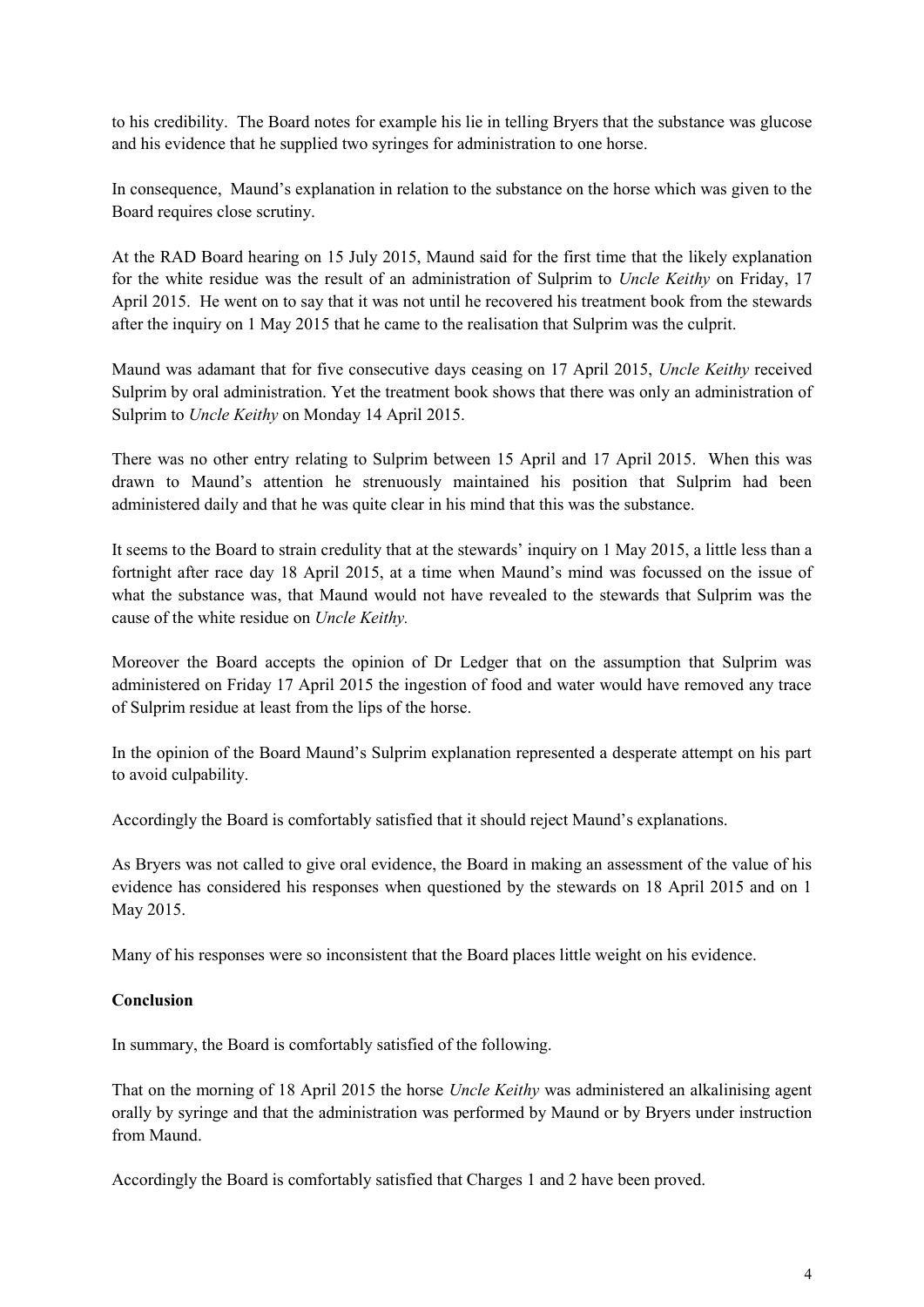to his credibility. The Board notes for example his lie in telling Bryers that the substance was glucose and his evidence that he supplied two syringes for administration to one horse.

In consequence, Maund's explanation in relation to the substance on the horse which was given to the Board requires close scrutiny.

At the RAD Board hearing on 15 July 2015, Maund said for the first time that the likely explanation for the white residue was the result of an administration of Sulprim to *Uncle Keithy* on Friday, 17 April 2015. He went on to say that it was not until he recovered his treatment book from the stewards after the inquiry on 1 May 2015 that he came to the realisation that Sulprim was the culprit.

Maund was adamant that for five consecutive days ceasing on 17 April 2015, *Uncle Keithy* received Sulprim by oral administration. Yet the treatment book shows that there was only an administration of Sulprim to *Uncle Keithy* on Monday 14 April 2015.

There was no other entry relating to Sulprim between 15 April and 17 April 2015. When this was drawn to Maund's attention he strenuously maintained his position that Sulprim had been administered daily and that he was quite clear in his mind that this was the substance.

It seems to the Board to strain credulity that at the stewards' inquiry on 1 May 2015, a little less than a fortnight after race day 18 April 2015, at a time when Maund's mind was focussed on the issue of what the substance was, that Maund would not have revealed to the stewards that Sulprim was the cause of the white residue on *Uncle Keithy.*

Moreover the Board accepts the opinion of Dr Ledger that on the assumption that Sulprim was administered on Friday 17 April 2015 the ingestion of food and water would have removed any trace of Sulprim residue at least from the lips of the horse.

In the opinion of the Board Maund's Sulprim explanation represented a desperate attempt on his part to avoid culpability.

Accordingly the Board is comfortably satisfied that it should reject Maund's explanations.

As Bryers was not called to give oral evidence, the Board in making an assessment of the value of his evidence has considered his responses when questioned by the stewards on 18 April 2015 and on 1 May 2015.

Many of his responses were so inconsistent that the Board places little weight on his evidence.

**Conclusion**

In summary, the Board is comfortably satisfied of the following.

That on the morning of 18 April 2015 the horse *Uncle Keithy* was administered an alkalinising agent orally by syringe and that the administration was performed by Maund or by Bryers under instruction from Maund.

Accordingly the Board is comfortably satisfied that Charges 1 and 2 have been proved.